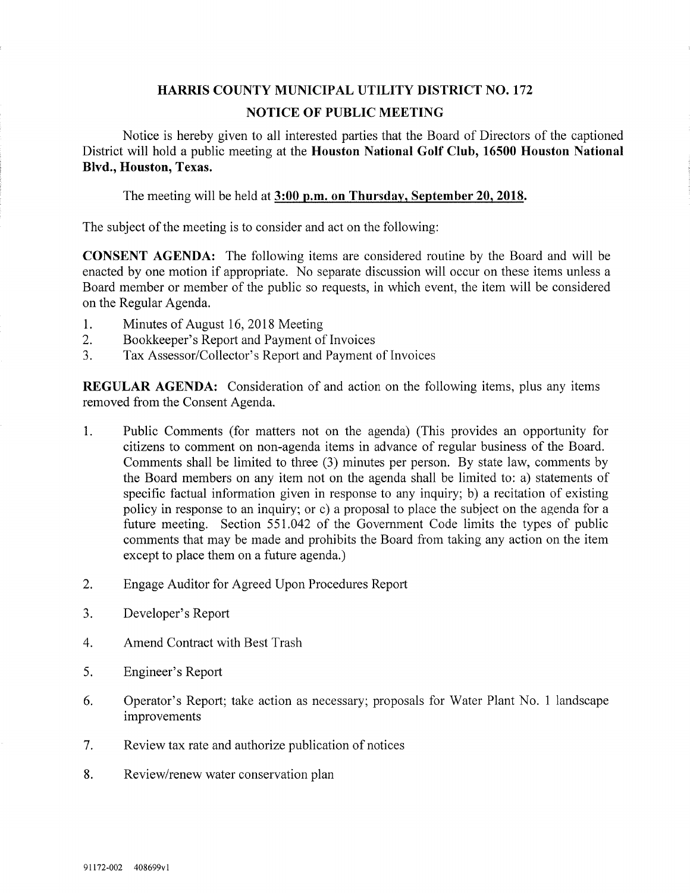# HARRIS COUNTY MUNICIPAL UTILITY DISTRICT NO. 172

## NOTICE OF PUBLIC MEETING

Notice is hereby given to all interested parties that the Board of Directors of the captioned District will hold a public meeting at the **Houston National Golf Club, 16500 Houston National Blvd., Houston, Texas.**

The meeting will be held at **3:00 p.m. on Thursday, September 20, 2018.**

The subject of the meeting is to consider and act on the following:

**CONSENT AGENDA:** The following items are considered routine by the Board and will be enacted by one motion if appropriate. No separate discussion will occur on these items unless a Board member or member of the public so requests, in which event, the item will be considered on the Regular Agenda.

1. Minutes of August 16, 2018 Meeting
2. Bookkeeper's Report and Payment of Invoices
3. Tax Assessor/Collector's Report and Payment of Invoices

**REGULAR AGENDA:** Consideration of and action on the following items, plus any items removed from the Consent Agenda.

1. Public Comments (for matters not on the agenda) (This provides an opportunity for citizens to comment on non-agenda items in advance of regular business of the Board. Comments shall be limited to three (3) minutes per person. By state law, comments by the Board members on any item not on the agenda shall be limited to: a) statements of specific factual information given in response to any inquiry; b) a recitation of existing policy in response to an inquiry; or c) a proposal to place the subject on the agenda for a future meeting. Section 551.042 of the Government Code limits the types of public comments that may be made and prohibits the Board from taking any action on the item except to place them on a future agenda.)

2. Engage Auditor for Agreed Upon Procedures Report

3. Developer's Report

4. Amend Contract with Best Trash

5. Engineer's Report

6. Operator's Report; take action as necessary; proposals for Water Plant No. 1 landscape improvements

7. Review tax rate and authorize publication of notices

8. Review/renew water conservation plan

91172-002 408699v1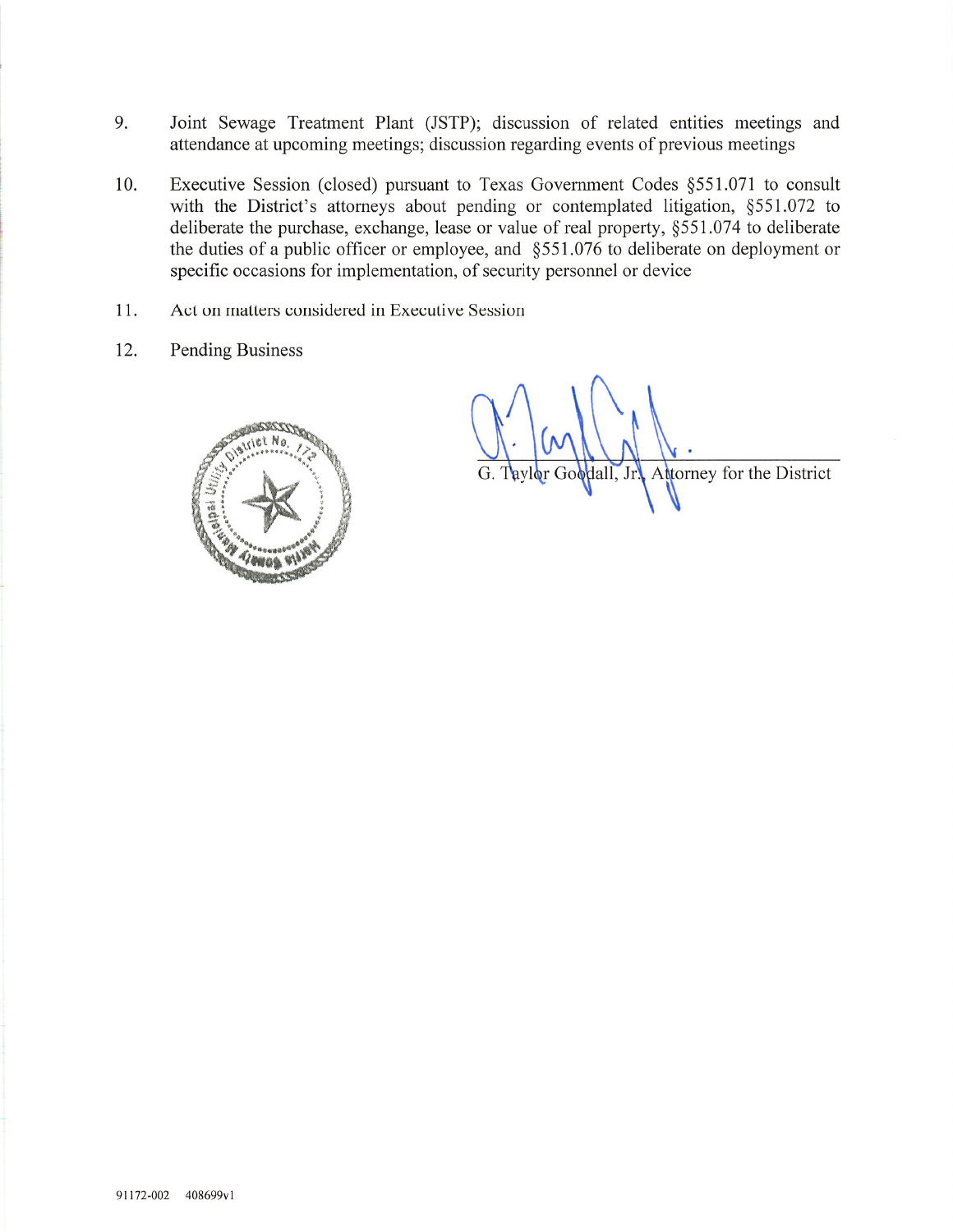9. Joint Sewage Treatment Plant (JSTP); discussion of related entities meetings and attendance at upcoming meetings; discussion regarding events of previous meetings

10. Executive Session (closed) pursuant to Texas Government Codes §551.071 to consult with the District's attorneys about pending or contemplated litigation, §551.072 to deliberate the purchase, exchange, lease or value of real property, §551.074 to deliberate the duties of a public officer or employee, and §551.076 to deliberate on deployment or specific occasions for implementation, of security personnel or device

11. Act on matters considered in Executive Session

12. Pending Business

G. Taylor Goodall, Jr., Attorney for the District

91172-002 408699v1